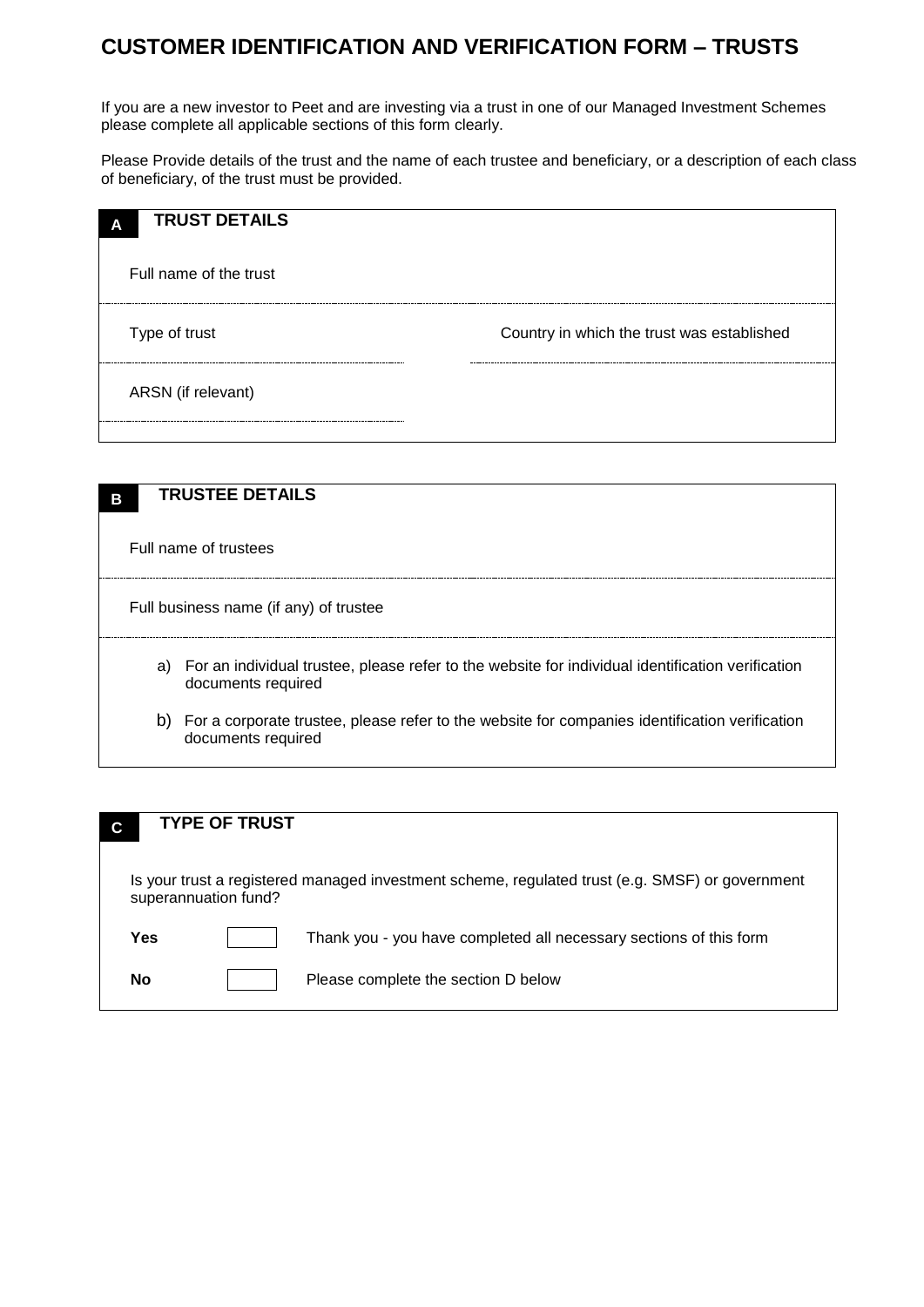# CUSTOMER IDENTIFICATION AND VERIFICATION FORM – TRUSTS

If you are a new investor to Peet and are investing via a trust in one of our Managed Investment Schemes please complete all applicable sections of this form clearly.

Please Provide details of the trust and the name of each trustee and beneficiary, or a description of each class of beneficiary, of the trust must be provided.

## A TRUST DETAILS

Full name of the trust

Type of trust

Country in which the trust was established

ARSN (if relevant)

## B TRUSTEE DETAILS

Full name of trustees

Full business name (if any) of trustee

a) For an individual trustee, please refer to the website for individual identification verification documents required

b) For a corporate trustee, please refer to the website for companies identification verification documents required

## C TYPE OF TRUST

Is your trust a registered managed investment scheme, regulated trust (e.g. SMSF) or government superannuation fund?

**Yes** ☐ Thank you - you have completed all necessary sections of this form

**No** ☐ Please complete the section D below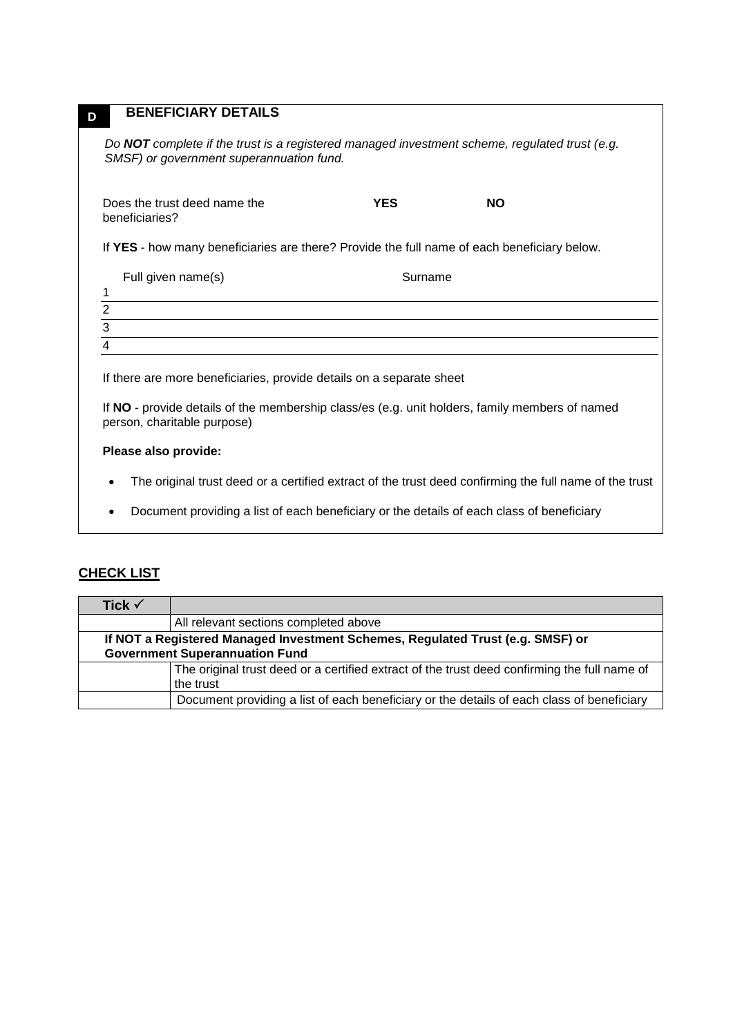## D BENEFICIARY DETAILS

*Do **NOT** complete if the trust is a registered managed investment scheme, regulated trust (e.g. SMSF) or government superannuation fund.*

Does the trust deed name the beneficiaries? **YES** **NO**

If **YES** - how many beneficiaries are there? Provide the full name of each beneficiary below.

| | Full given name(s) | Surname |
|---|---|---|
| 1 | | |
| 2 | | |
| 3 | | |
| 4 | | |

If there are more beneficiaries, provide details on a separate sheet

If **NO** - provide details of the membership class/es (e.g. unit holders, family members of named person, charitable purpose)

**Please also provide:**

- The original trust deed or a certified extract of the trust deed confirming the full name of the trust
- Document providing a list of each beneficiary or the details of each class of beneficiary

## CHECK LIST

| Tick ✓ | |
|---|---|
| | All relevant sections completed above |
| **If NOT a Registered Managed Investment Schemes, Regulated Trust (e.g. SMSF) or Government Superannuation Fund** | |
| | The original trust deed or a certified extract of the trust deed confirming the full name of the trust |
| | Document providing a list of each beneficiary or the details of each class of beneficiary |